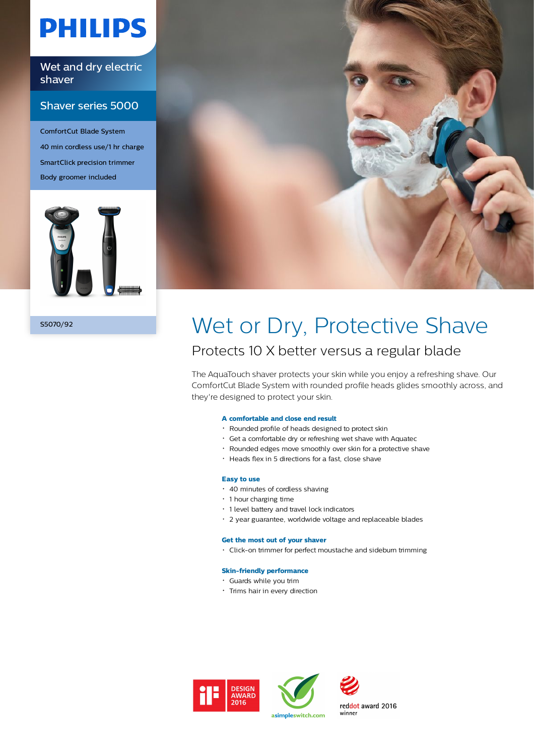PHILIPS

Wet and dry electric shaver

Shaver series 5000

ComfortCut Blade System

40 min cordless use/1 hr charge

SmartClick precision trimmer

Body groomer included

S5070/92

# Wet or Dry, Protective Shave

## Protects 10 X better versus a regular blade

The AquaTouch shaver protects your skin while you enjoy a refreshing shave. Our ComfortCut Blade System with rounded profile heads glides smoothly across, and they're designed to protect your skin.

### A comfortable and close end result

- Rounded profile of heads designed to protect skin
- Get a comfortable dry or refreshing wet shave with Aquatec
- Rounded edges move smoothly over skin for a protective shave
- Heads flex in 5 directions for a fast, close shave

### Easy to use

- 40 minutes of cordless shaving
- 1 hour charging time
- 1 level battery and travel lock indicators
- 2 year guarantee, worldwide voltage and replaceable blades

### Get the most out of your shaver

- Click-on trimmer for perfect moustache and sideburn trimming

### Skin-friendly performance

- Guards while you trim
- Trims hair in every direction

iF DESIGN AWARD 2016

asimpleswitch.com

reddot award 2016 winner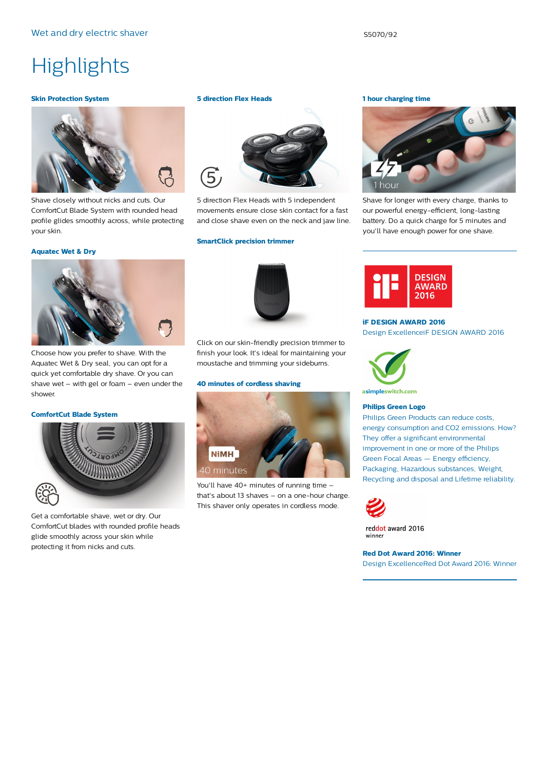Wet and dry electric shaver

S5070/92

# Highlights

### Skin Protection System

Shave closely without nicks and cuts. Our ComfortCut Blade System with rounded head profile glides smoothly across, while protecting your skin.

### Aquatec Wet & Dry

Choose how you prefer to shave. With the Aquatec Wet & Dry seal, you can opt for a quick yet comfortable dry shave. Or you can shave wet – with gel or foam – even under the shower.

### ComfortCut Blade System

Get a comfortable shave, wet or dry. Our ComfortCut blades with rounded profile heads glide smoothly across your skin while protecting it from nicks and cuts.

### 5 direction Flex Heads

5 direction Flex Heads with 5 independent movements ensure close skin contact for a fast and close shave even on the neck and jaw line.

### SmartClick precision trimmer

Click on our skin-friendly precision trimmer to finish your look. It's ideal for maintaining your moustache and trimming your sideburns.

### 40 minutes of cordless shaving

You'll have 40+ minutes of running time – that's about 13 shaves – on a one-hour charge. This shaver only operates in cordless mode.

### 1 hour charging time

Shave for longer with every charge, thanks to our powerful energy-efficient, long-lasting battery. Do a quick charge for 5 minutes and you'll have enough power for one shave.

### iF DESIGN AWARD 2016

Design ExcellenceiF DESIGN AWARD 2016

### Philips Green Logo

Philips Green Products can reduce costs, energy consumption and CO2 emissions. How? They offer a significant environmental improvement in one or more of the Philips Green Focal Areas — Energy efficiency, Packaging, Hazardous substances, Weight, Recycling and disposal and Lifetime reliability.

### Red Dot Award 2016: Winner

Design ExcellenceRed Dot Award 2016: Winner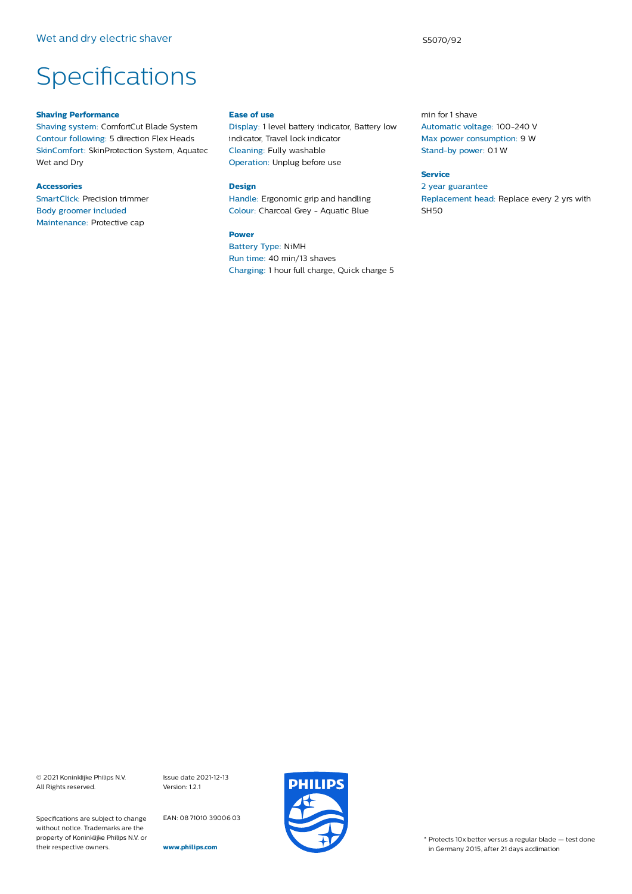Wet and dry electric shaver

S5070/92

# Specifications

### Shaving Performance

Shaving system: ComfortCut Blade System
Contour following: 5 direction Flex Heads
SkinComfort: SkinProtection System, Aquatec Wet and Dry

### Accessories

SmartClick: Precision trimmer
Body groomer included
Maintenance: Protective cap

### Ease of use

Display: 1 level battery indicator, Battery low indicator, Travel lock indicator
Cleaning: Fully washable
Operation: Unplug before use

### Design

Handle: Ergonomic grip and handling
Colour: Charcoal Grey - Aquatic Blue

### Power

Battery Type: NiMH
Run time: 40 min/13 shaves
Charging: 1 hour full charge, Quick charge 5 min for 1 shave
Automatic voltage: 100-240 V
Max power consumption: 9 W
Stand-by power: 0.1 W

### Service

2 year guarantee
Replacement head: Replace every 2 yrs with SH50

© 2021 Koninklijke Philips N.V.
All Rights reserved.

Specifications are subject to change without notice. Trademarks are the property of Koninklijke Philips N.V. or their respective owners.

Issue date 2021-12-13
Version: 1.2.1

EAN: 08 71010 39006 03

**www.philips.com**

\* Protects 10x better versus a regular blade — test done in Germany 2015, after 21 days acclimation